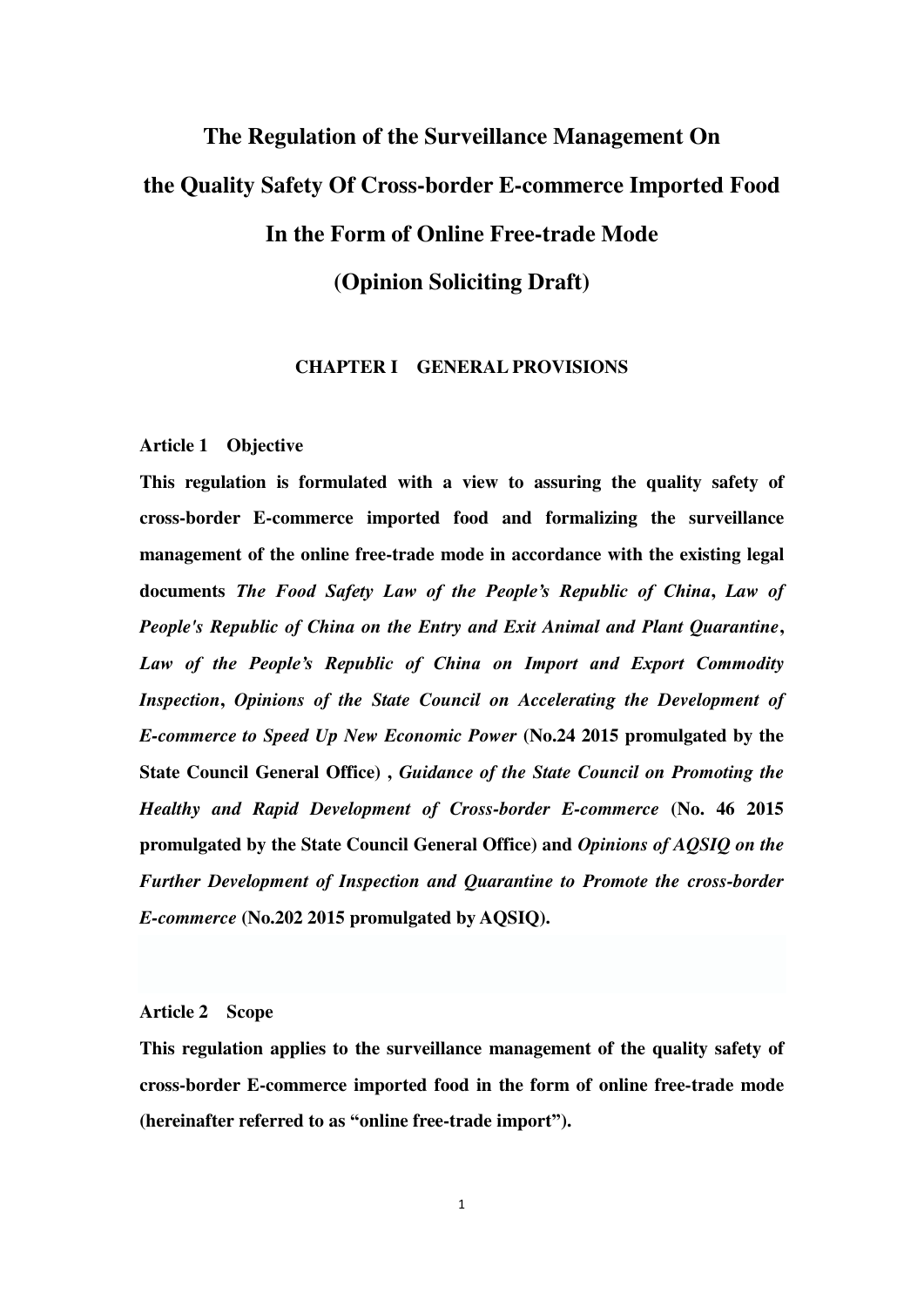# The Regulation of the Surveillance Management On the Quality Safety Of Cross-border E-commerce Imported Food In the Form of Online Free-trade Mode

# (Opinion Soliciting Draft)

## CHAPTER I GENERAL PROVISIONS

### Article 1 Objective

**This regulation is formulated with a view to assuring the quality safety of cross-border E-commerce imported food and formalizing the surveillance management of the online free-trade mode in accordance with the existing legal documents *The Food Safety Law of the People's Republic of China*, *Law of People's Republic of China on the Entry and Exit Animal and Plant Quarantine*, *Law of the People's Republic of China on Import and Export Commodity Inspection*, *Opinions of the State Council on Accelerating the Development of E-commerce to Speed Up New Economic Power* (No.24 2015 promulgated by the State Council General Office) , *Guidance of the State Council on Promoting the Healthy and Rapid Development of Cross-border E-commerce* (No. 46 2015 promulgated by the State Council General Office) and *Opinions of AQSIQ on the Further Development of Inspection and Quarantine to Promote the cross-border E-commerce* (No.202 2015 promulgated by AQSIQ).**

### Article 2 Scope

**This regulation applies to the surveillance management of the quality safety of cross-border E-commerce imported food in the form of online free-trade mode (hereinafter referred to as "online free-trade import").**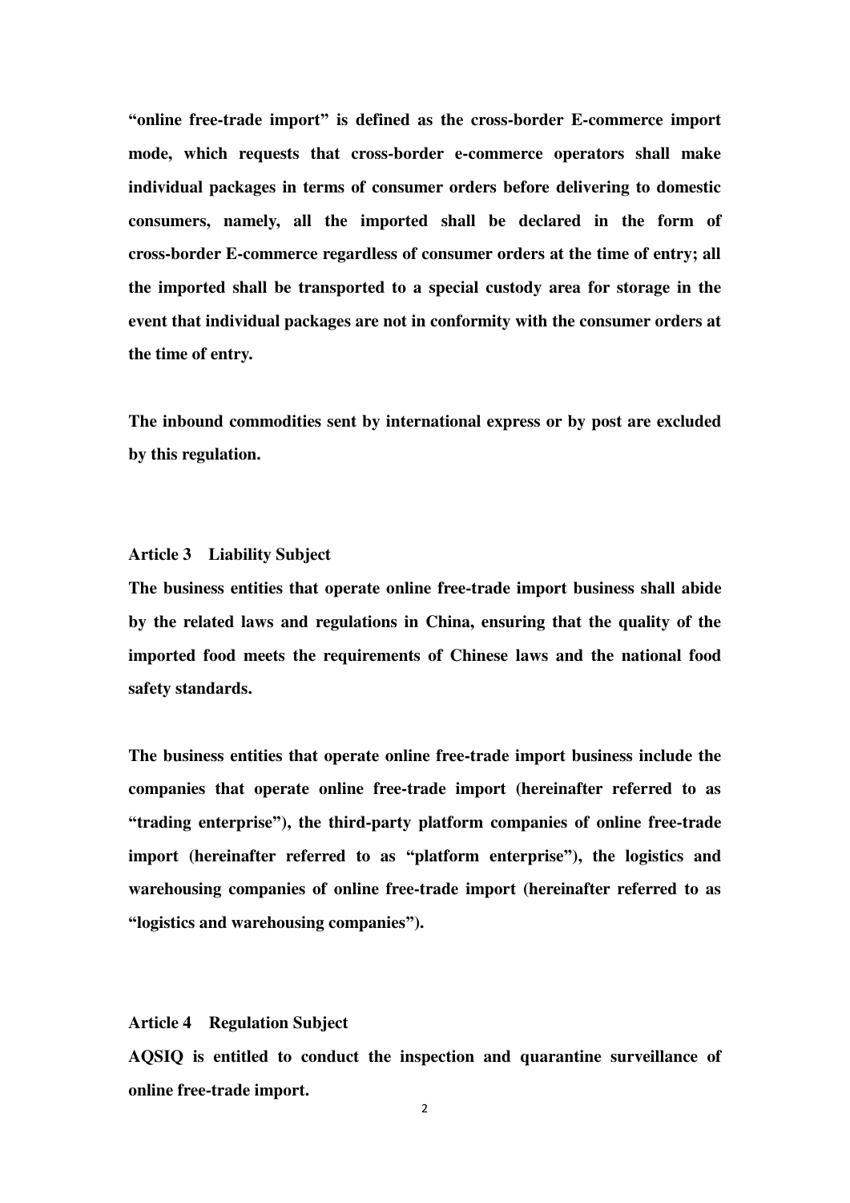**"online free-trade import" is defined as the cross-border E-commerce import mode, which requests that cross-border e-commerce operators shall make individual packages in terms of consumer orders before delivering to domestic consumers, namely, all the imported shall be declared in the form of cross-border E-commerce regardless of consumer orders at the time of entry; all the imported shall be transported to a special custody area for storage in the event that individual packages are not in conformity with the consumer orders at the time of entry.**

**The inbound commodities sent by international express or by post are excluded by this regulation.**

**Article 3 Liability Subject**

**The business entities that operate online free-trade import business shall abide by the related laws and regulations in China, ensuring that the quality of the imported food meets the requirements of Chinese laws and the national food safety standards.**

**The business entities that operate online free-trade import business include the companies that operate online free-trade import (hereinafter referred to as "trading enterprise"), the third-party platform companies of online free-trade import (hereinafter referred to as "platform enterprise"), the logistics and warehousing companies of online free-trade import (hereinafter referred to as "logistics and warehousing companies").**

**Article 4 Regulation Subject**

**AQSIQ is entitled to conduct the inspection and quarantine surveillance of online free-trade import.**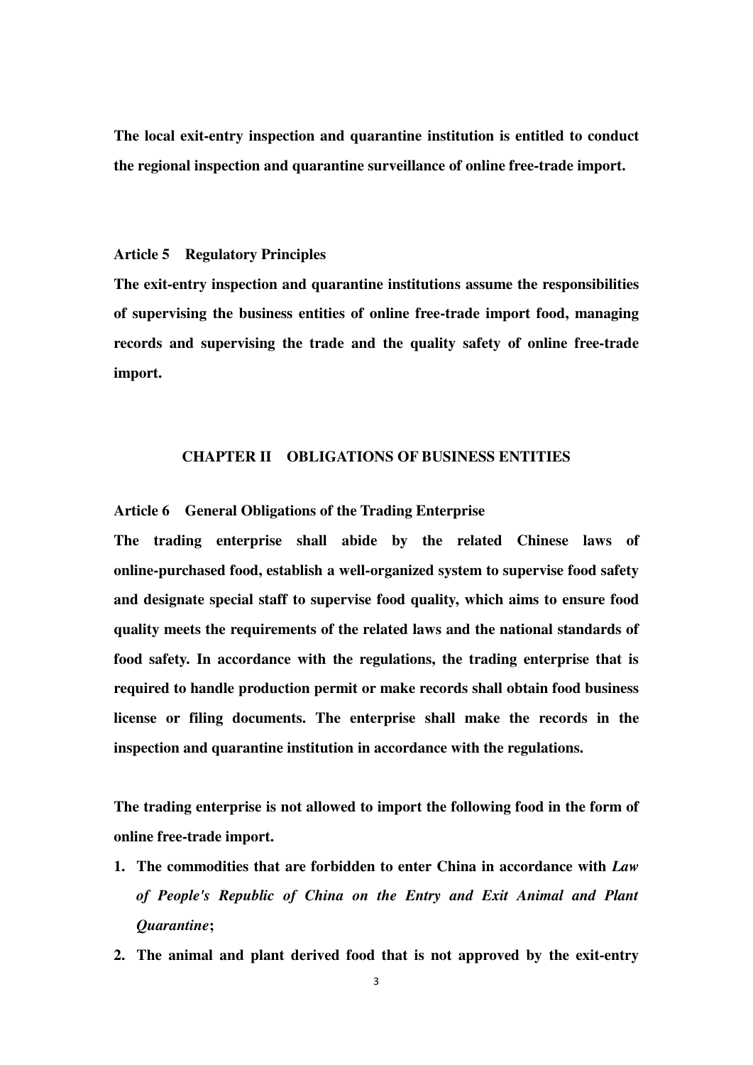**The local exit-entry inspection and quarantine institution is entitled to conduct the regional inspection and quarantine surveillance of online free-trade import.**

**Article 5 Regulatory Principles**

**The exit-entry inspection and quarantine institutions assume the responsibilities of supervising the business entities of online free-trade import food, managing records and supervising the trade and the quality safety of online free-trade import.**

## CHAPTER II OBLIGATIONS OF BUSINESS ENTITIES

**Article 6 General Obligations of the Trading Enterprise**

**The trading enterprise shall abide by the related Chinese laws of online-purchased food, establish a well-organized system to supervise food safety and designate special staff to supervise food quality, which aims to ensure food quality meets the requirements of the related laws and the national standards of food safety. In accordance with the regulations, the trading enterprise that is required to handle production permit or make records shall obtain food business license or filing documents. The enterprise shall make the records in the inspection and quarantine institution in accordance with the regulations.**

**The trading enterprise is not allowed to import the following food in the form of online free-trade import.**

1. **The commodities that are forbidden to enter China in accordance with *Law of People's Republic of China on the Entry and Exit Animal and Plant Quarantine*;**
2. **The animal and plant derived food that is not approved by the exit-entry**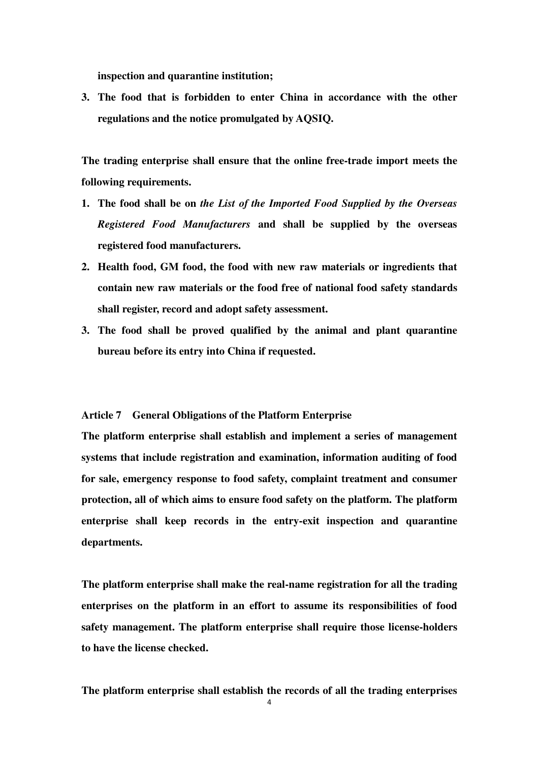**inspection and quarantine institution;**

3. **The food that is forbidden to enter China in accordance with the other regulations and the notice promulgated by AQSIQ.**

**The trading enterprise shall ensure that the online free-trade import meets the following requirements.**

1. **The food shall be on *the List of the Imported Food Supplied by the Overseas Registered Food Manufacturers* and shall be supplied by the overseas registered food manufacturers.**
2. **Health food, GM food, the food with new raw materials or ingredients that contain new raw materials or the food free of national food safety standards shall register, record and adopt safety assessment.**
3. **The food shall be proved qualified by the animal and plant quarantine bureau before its entry into China if requested.**

**Article 7 General Obligations of the Platform Enterprise**

**The platform enterprise shall establish and implement a series of management systems that include registration and examination, information auditing of food for sale, emergency response to food safety, complaint treatment and consumer protection, all of which aims to ensure food safety on the platform. The platform enterprise shall keep records in the entry-exit inspection and quarantine departments.**

**The platform enterprise shall make the real-name registration for all the trading enterprises on the platform in an effort to assume its responsibilities of food safety management. The platform enterprise shall require those license-holders to have the license checked.**

**The platform enterprise shall establish the records of all the trading enterprises**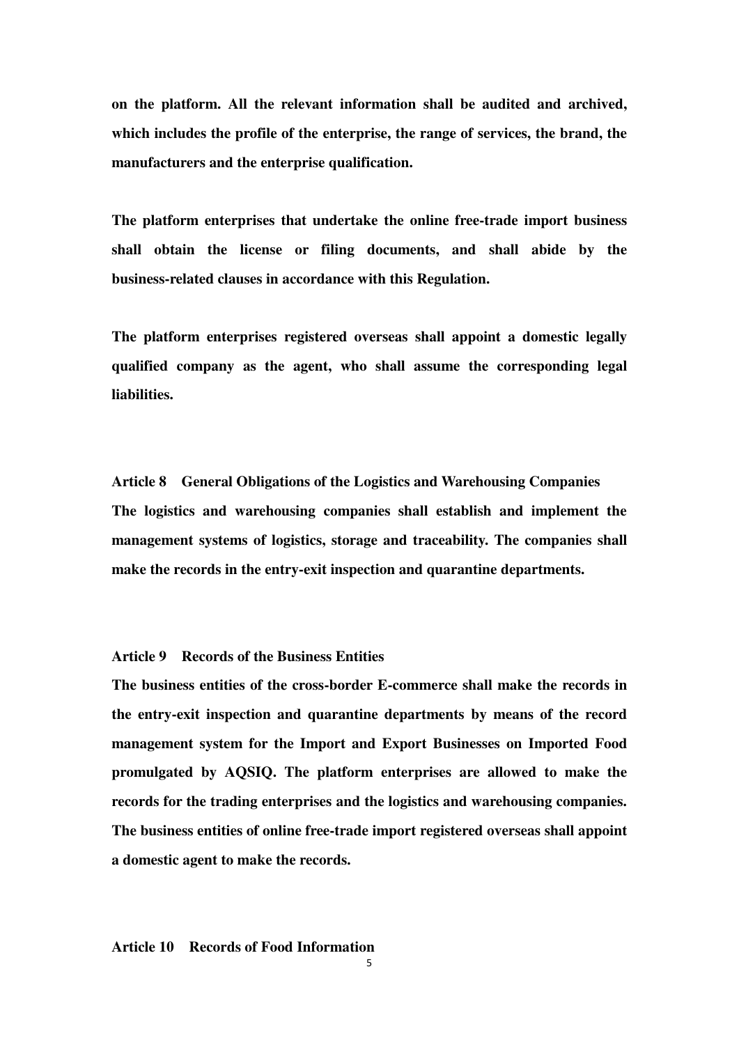**on the platform. All the relevant information shall be audited and archived, which includes the profile of the enterprise, the range of services, the brand, the manufacturers and the enterprise qualification.**

**The platform enterprises that undertake the online free-trade import business shall obtain the license or filing documents, and shall abide by the business-related clauses in accordance with this Regulation.**

**The platform enterprises registered overseas shall appoint a domestic legally qualified company as the agent, who shall assume the corresponding legal liabilities.**

**Article 8 General Obligations of the Logistics and Warehousing Companies**

**The logistics and warehousing companies shall establish and implement the management systems of logistics, storage and traceability. The companies shall make the records in the entry-exit inspection and quarantine departments.**

**Article 9 Records of the Business Entities**

**The business entities of the cross-border E-commerce shall make the records in the entry-exit inspection and quarantine departments by means of the record management system for the Import and Export Businesses on Imported Food promulgated by AQSIQ. The platform enterprises are allowed to make the records for the trading enterprises and the logistics and warehousing companies. The business entities of online free-trade import registered overseas shall appoint a domestic agent to make the records.**

**Article 10 Records of Food Information**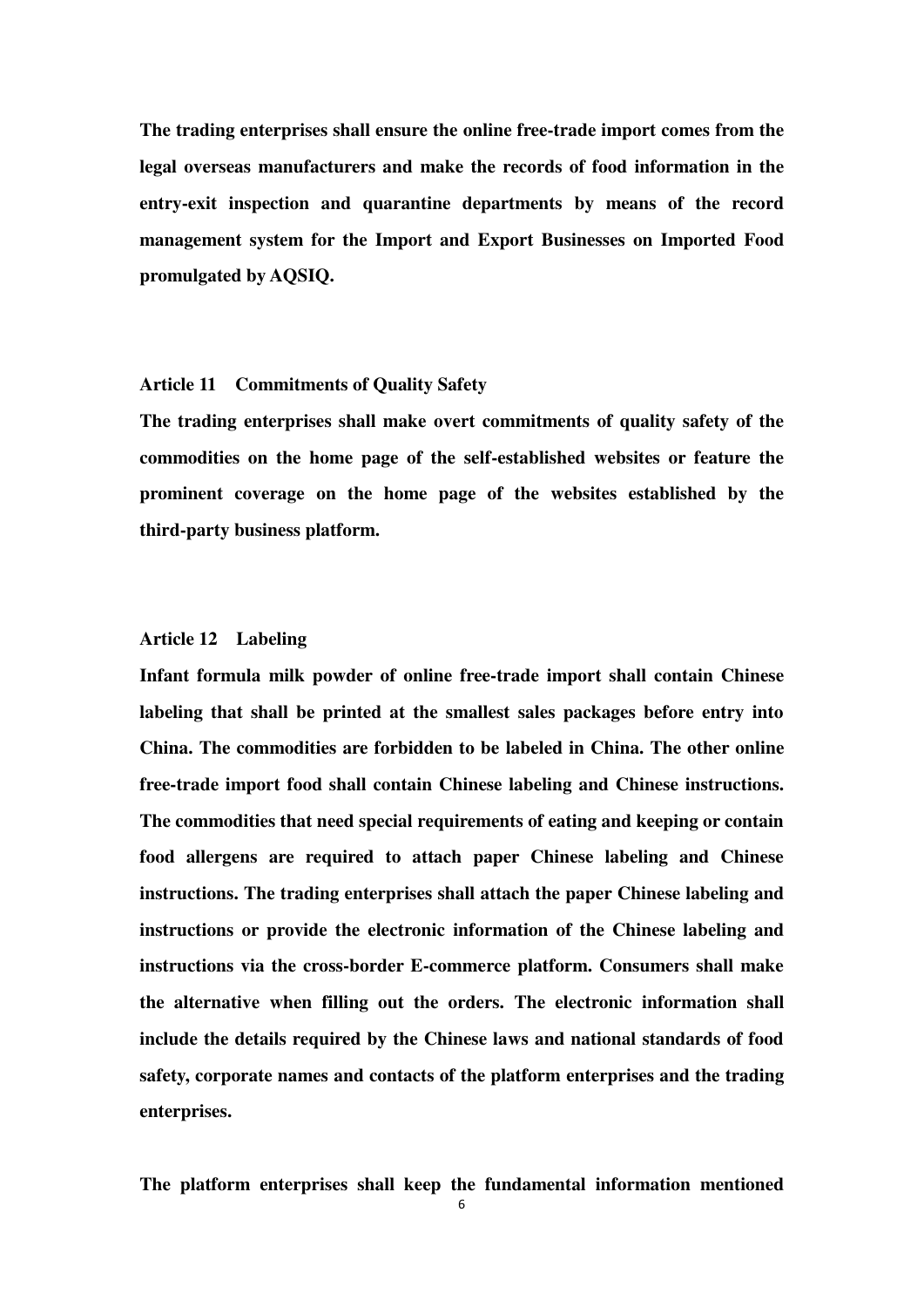**The trading enterprises shall ensure the online free-trade import comes from the legal overseas manufacturers and make the records of food information in the entry-exit inspection and quarantine departments by means of the record management system for the Import and Export Businesses on Imported Food promulgated by AQSIQ.**

**Article 11 Commitments of Quality Safety**

**The trading enterprises shall make overt commitments of quality safety of the commodities on the home page of the self-established websites or feature the prominent coverage on the home page of the websites established by the third-party business platform.**

**Article 12 Labeling**

**Infant formula milk powder of online free-trade import shall contain Chinese labeling that shall be printed at the smallest sales packages before entry into China. The commodities are forbidden to be labeled in China. The other online free-trade import food shall contain Chinese labeling and Chinese instructions. The commodities that need special requirements of eating and keeping or contain food allergens are required to attach paper Chinese labeling and Chinese instructions. The trading enterprises shall attach the paper Chinese labeling and instructions or provide the electronic information of the Chinese labeling and instructions via the cross-border E-commerce platform. Consumers shall make the alternative when filling out the orders. The electronic information shall include the details required by the Chinese laws and national standards of food safety, corporate names and contacts of the platform enterprises and the trading enterprises.**

**The platform enterprises shall keep the fundamental information mentioned**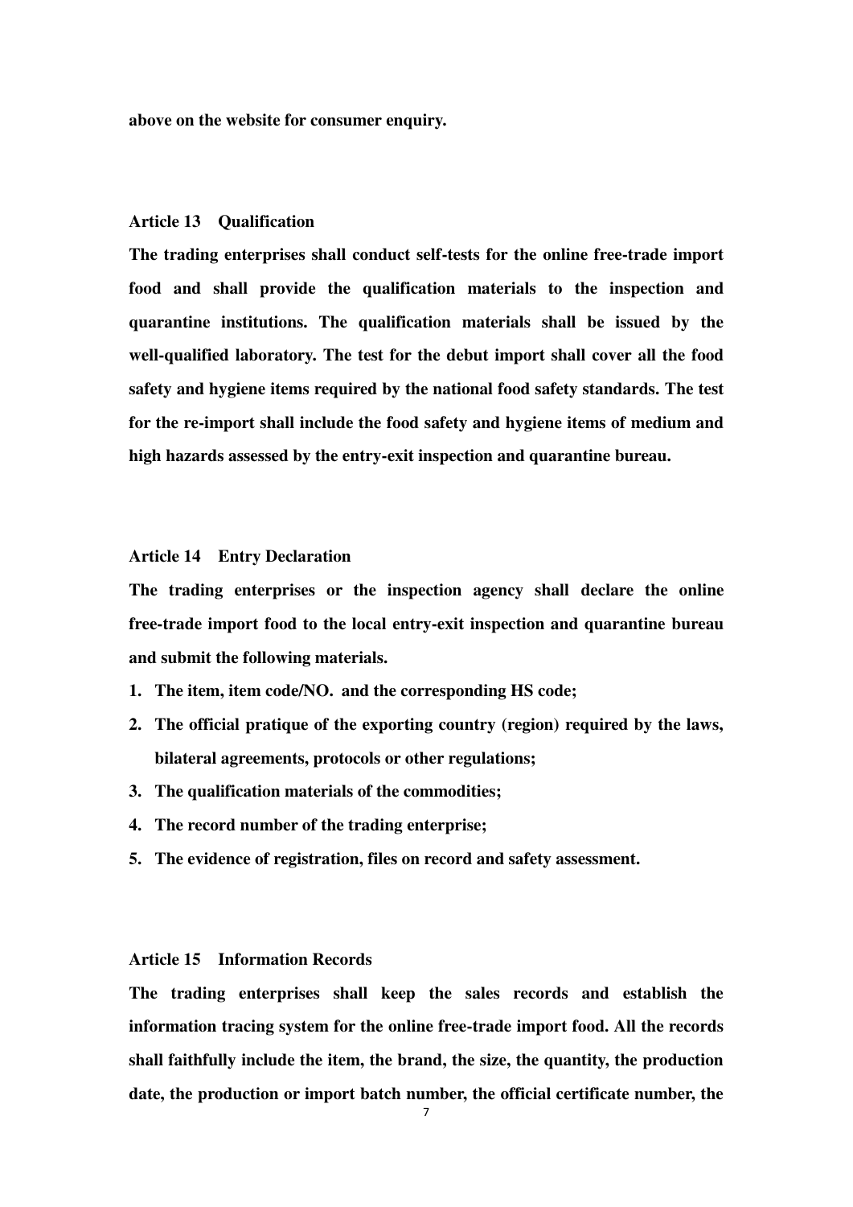**above on the website for consumer enquiry.**

**Article 13　Qualification**

**The trading enterprises shall conduct self-tests for the online free-trade import food and shall provide the qualification materials to the inspection and quarantine institutions. The qualification materials shall be issued by the well-qualified laboratory. The test for the debut import shall cover all the food safety and hygiene items required by the national food safety standards. The test for the re-import shall include the food safety and hygiene items of medium and high hazards assessed by the entry-exit inspection and quarantine bureau.**

**Article 14　Entry Declaration**

**The trading enterprises or the inspection agency shall declare the online free-trade import food to the local entry-exit inspection and quarantine bureau and submit the following materials.**

1. **The item, item code/NO. and the corresponding HS code;**
2. **The official pratique of the exporting country (region) required by the laws, bilateral agreements, protocols or other regulations;**
3. **The qualification materials of the commodities;**
4. **The record number of the trading enterprise;**
5. **The evidence of registration, files on record and safety assessment.**

**Article 15　Information Records**

**The trading enterprises shall keep the sales records and establish the information tracing system for the online free-trade import food. All the records shall faithfully include the item, the brand, the size, the quantity, the production date, the production or import batch number, the official certificate number, the**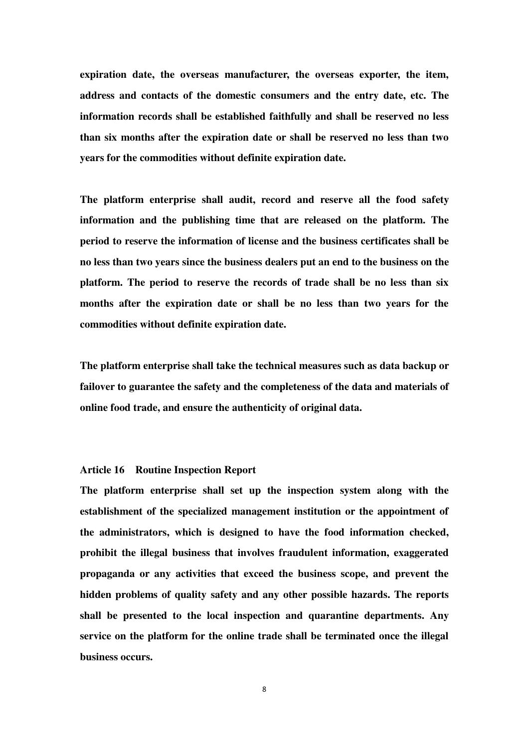**expiration date, the overseas manufacturer, the overseas exporter, the item, address and contacts of the domestic consumers and the entry date, etc. The information records shall be established faithfully and shall be reserved no less than six months after the expiration date or shall be reserved no less than two years for the commodities without definite expiration date.**

**The platform enterprise shall audit, record and reserve all the food safety information and the publishing time that are released on the platform. The period to reserve the information of license and the business certificates shall be no less than two years since the business dealers put an end to the business on the platform. The period to reserve the records of trade shall be no less than six months after the expiration date or shall be no less than two years for the commodities without definite expiration date.**

**The platform enterprise shall take the technical measures such as data backup or failover to guarantee the safety and the completeness of the data and materials of online food trade, and ensure the authenticity of original data.**

**Article 16 Routine Inspection Report**

**The platform enterprise shall set up the inspection system along with the establishment of the specialized management institution or the appointment of the administrators, which is designed to have the food information checked, prohibit the illegal business that involves fraudulent information, exaggerated propaganda or any activities that exceed the business scope, and prevent the hidden problems of quality safety and any other possible hazards. The reports shall be presented to the local inspection and quarantine departments. Any service on the platform for the online trade shall be terminated once the illegal business occurs.**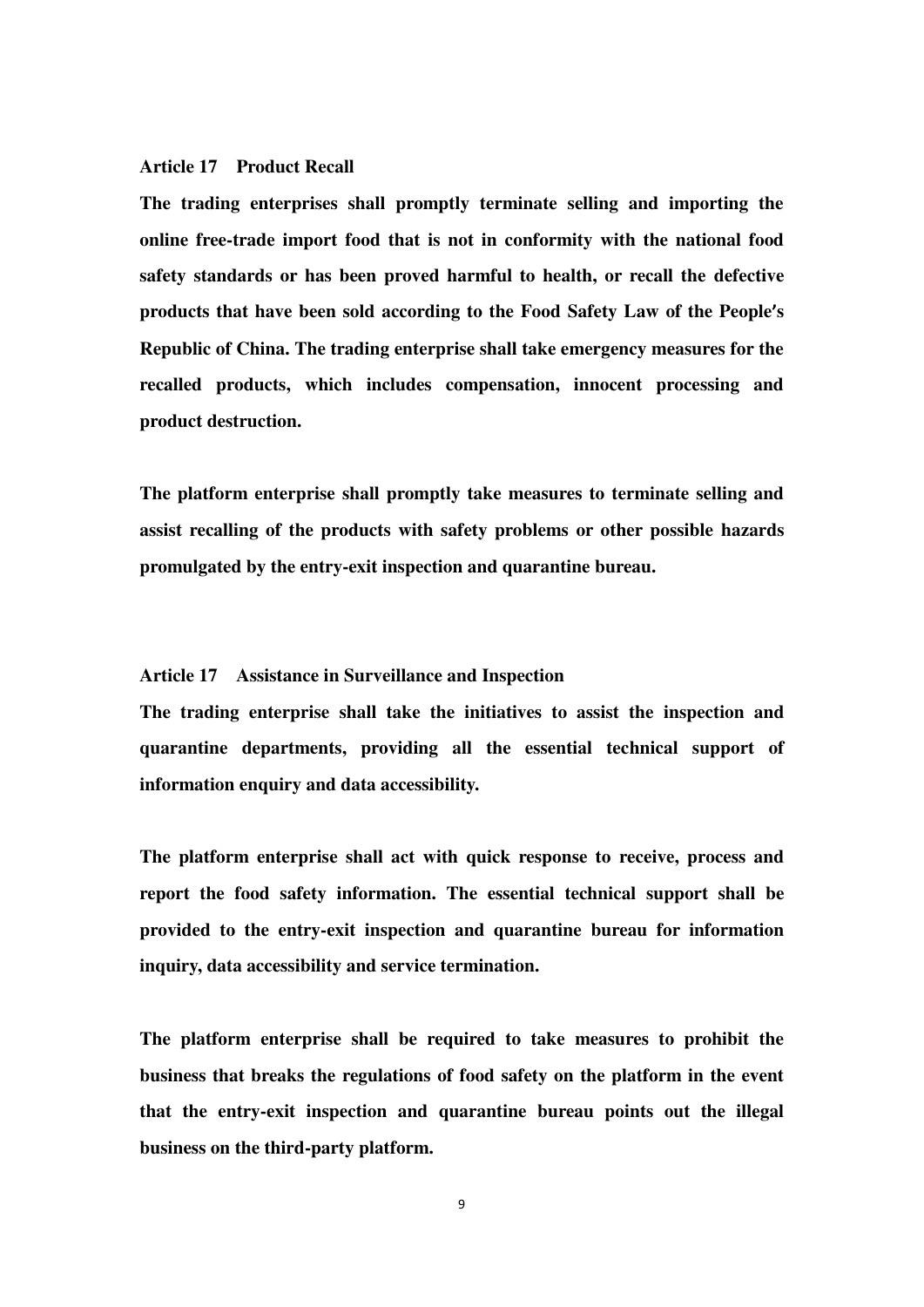**Article 17 Product Recall**

**The trading enterprises shall promptly terminate selling and importing the online free-trade import food that is not in conformity with the national food safety standards or has been proved harmful to health, or recall the defective products that have been sold according to the Food Safety Law of the People′s Republic of China. The trading enterprise shall take emergency measures for the recalled products, which includes compensation, innocent processing and product destruction.**

**The platform enterprise shall promptly take measures to terminate selling and assist recalling of the products with safety problems or other possible hazards promulgated by the entry-exit inspection and quarantine bureau.**

**Article 17 Assistance in Surveillance and Inspection**

**The trading enterprise shall take the initiatives to assist the inspection and quarantine departments, providing all the essential technical support of information enquiry and data accessibility.**

**The platform enterprise shall act with quick response to receive, process and report the food safety information. The essential technical support shall be provided to the entry-exit inspection and quarantine bureau for information inquiry, data accessibility and service termination.**

**The platform enterprise shall be required to take measures to prohibit the business that breaks the regulations of food safety on the platform in the event that the entry-exit inspection and quarantine bureau points out the illegal business on the third-party platform.**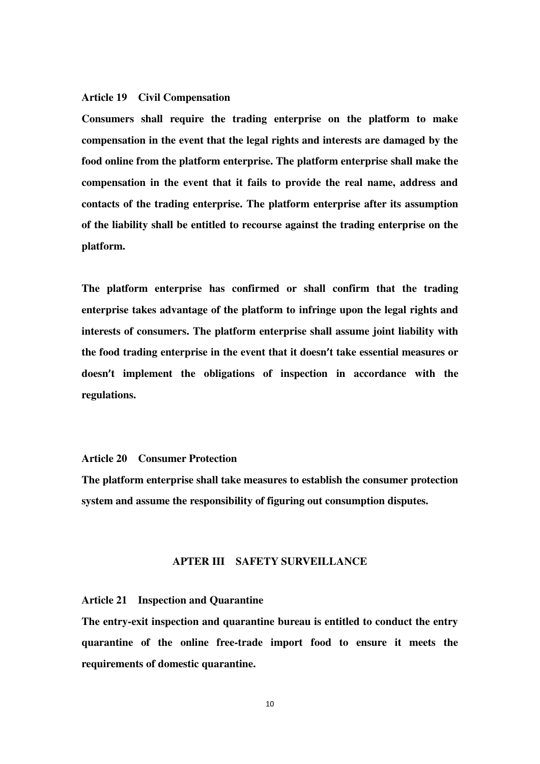**Article 19 Civil Compensation**

**Consumers shall require the trading enterprise on the platform to make compensation in the event that the legal rights and interests are damaged by the food online from the platform enterprise. The platform enterprise shall make the compensation in the event that it fails to provide the real name, address and contacts of the trading enterprise. The platform enterprise after its assumption of the liability shall be entitled to recourse against the trading enterprise on the platform.**

**The platform enterprise has confirmed or shall confirm that the trading enterprise takes advantage of the platform to infringe upon the legal rights and interests of consumers. The platform enterprise shall assume joint liability with the food trading enterprise in the event that it doesn′t take essential measures or doesn′t implement the obligations of inspection in accordance with the regulations.**

**Article 20 Consumer Protection**

**The platform enterprise shall take measures to establish the consumer protection system and assume the responsibility of figuring out consumption disputes.**

## APTER III SAFETY SURVEILLANCE

**Article 21 Inspection and Quarantine**

**The entry-exit inspection and quarantine bureau is entitled to conduct the entry quarantine of the online free-trade import food to ensure it meets the requirements of domestic quarantine.**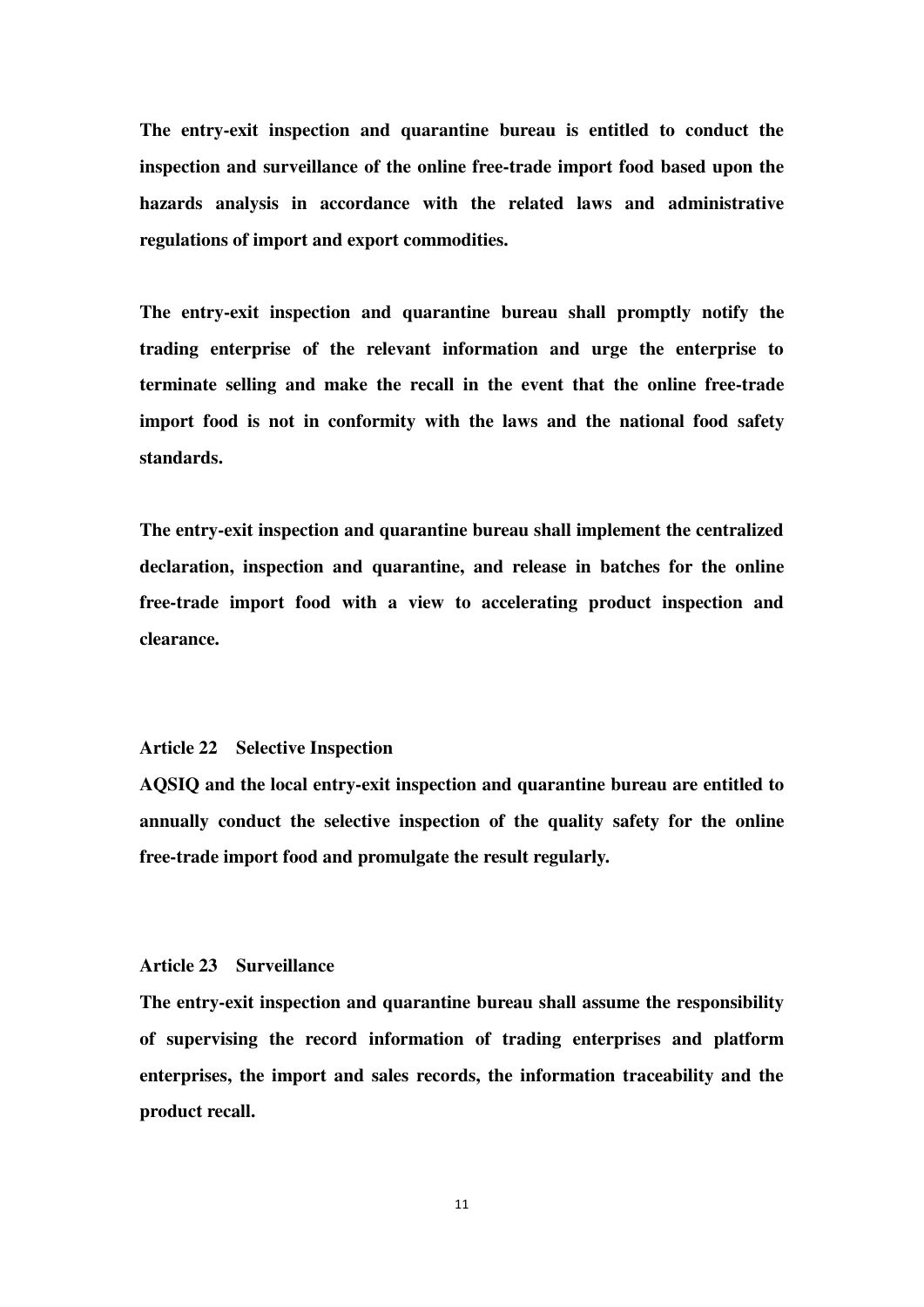**The entry-exit inspection and quarantine bureau is entitled to conduct the inspection and surveillance of the online free-trade import food based upon the hazards analysis in accordance with the related laws and administrative regulations of import and export commodities.**

**The entry-exit inspection and quarantine bureau shall promptly notify the trading enterprise of the relevant information and urge the enterprise to terminate selling and make the recall in the event that the online free-trade import food is not in conformity with the laws and the national food safety standards.**

**The entry-exit inspection and quarantine bureau shall implement the centralized declaration, inspection and quarantine, and release in batches for the online free-trade import food with a view to accelerating product inspection and clearance.**

**Article 22 Selective Inspection**

**AQSIQ and the local entry-exit inspection and quarantine bureau are entitled to annually conduct the selective inspection of the quality safety for the online free-trade import food and promulgate the result regularly.**

**Article 23 Surveillance**

**The entry-exit inspection and quarantine bureau shall assume the responsibility of supervising the record information of trading enterprises and platform enterprises, the import and sales records, the information traceability and the product recall.**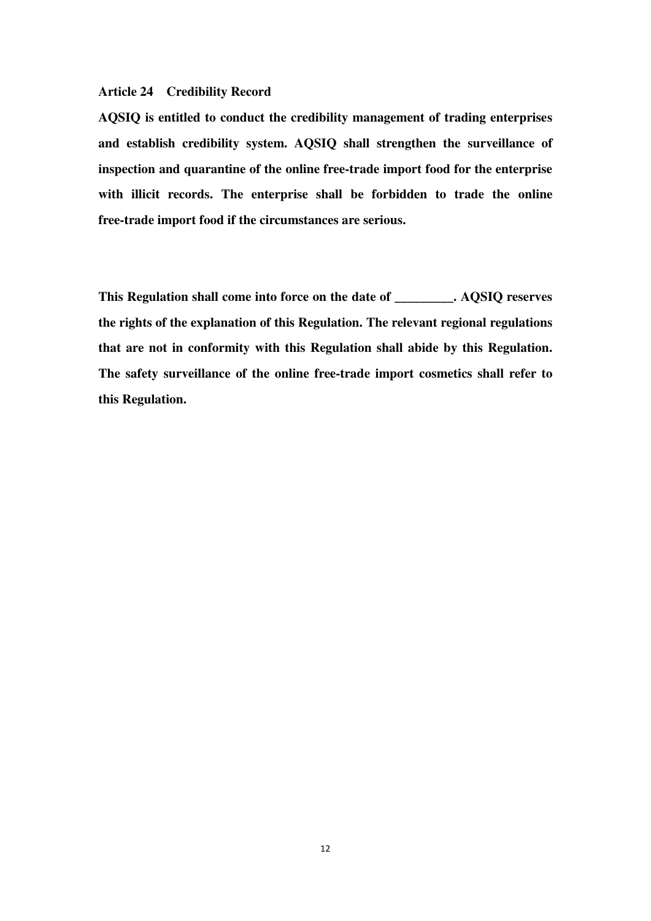**Article 24 Credibility Record**

**AQSIQ is entitled to conduct the credibility management of trading enterprises and establish credibility system. AQSIQ shall strengthen the surveillance of inspection and quarantine of the online free-trade import food for the enterprise with illicit records. The enterprise shall be forbidden to trade the online free-trade import food if the circumstances are serious.**

**This Regulation shall come into force on the date of _________. AQSIQ reserves the rights of the explanation of this Regulation. The relevant regional regulations that are not in conformity with this Regulation shall abide by this Regulation. The safety surveillance of the online free-trade import cosmetics shall refer to this Regulation.**